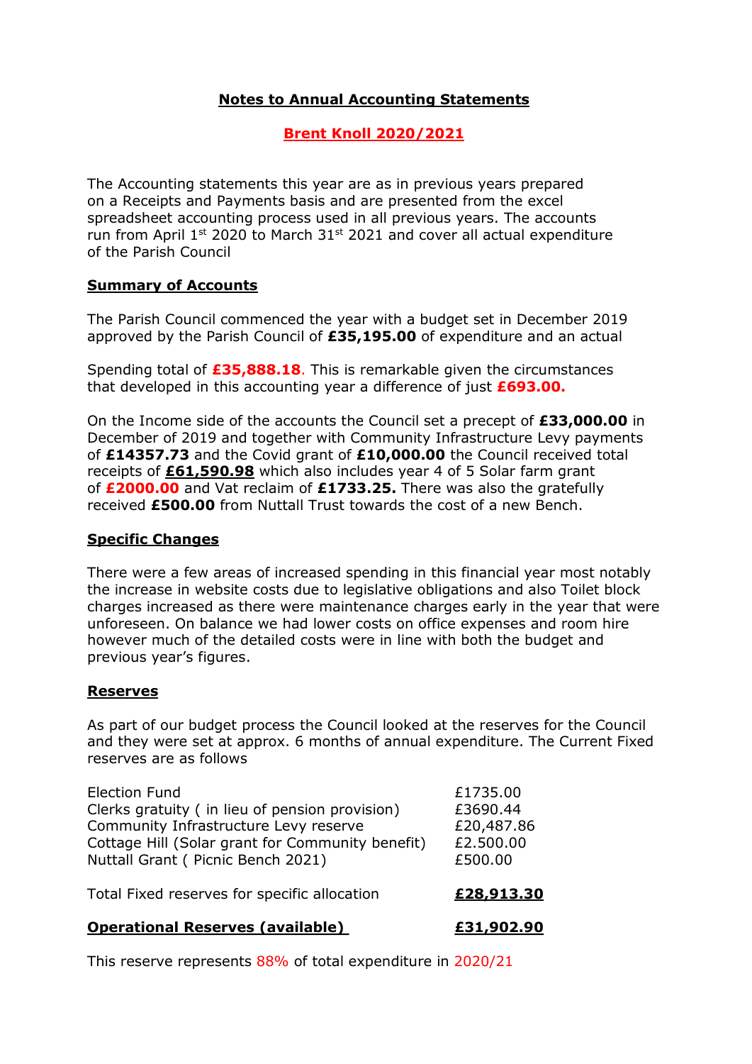**Notes to Annual Accounting Statements**

**Brent Knoll 2020/2021**

The Accounting statements this year are as in previous years prepared on a Receipts and Payments basis and are presented from the excel spreadsheet accounting process used in all previous years. The accounts run from April 1st 2020 to March 31st 2021 and cover all actual expenditure of the Parish Council

**Summary of Accounts**

The Parish Council commenced the year with a budget set in December 2019 approved by the Parish Council of **£35,195.00** of expenditure and an actual

Spending total of **£35,888.18**. This is remarkable given the circumstances that developed in this accounting year a difference of just **£693.00.**

On the Income side of the accounts the Council set a precept of **£33,000.00** in December of 2019 and together with Community Infrastructure Levy payments of **£14357.73** and the Covid grant of **£10,000.00** the Council received total receipts of **£61,590.98** which also includes year 4 of 5 Solar farm grant of **£2000.00** and Vat reclaim of **£1733.25.** There was also the gratefully received **£500.00** from Nuttall Trust towards the cost of a new Bench.

**Specific Changes**

There were a few areas of increased spending in this financial year most notably the increase in website costs due to legislative obligations and also Toilet block charges increased as there were maintenance charges early in the year that were unforeseen. On balance we had lower costs on office expenses and room hire however much of the detailed costs were in line with both the budget and previous year's figures.

**Reserves**

As part of our budget process the Council looked at the reserves for the Council and they were set at approx. 6 months of annual expenditure. The Current Fixed reserves are as follows

| | |
|---|---|
| Election Fund | £1735.00 |
| Clerks gratuity ( in lieu of pension provision) | £3690.44 |
| Community Infrastructure Levy reserve | £20,487.86 |
| Cottage Hill (Solar grant for Community benefit) | £2.500.00 |
| Nuttall Grant ( Picnic Bench 2021) | £500.00 |
| Total Fixed reserves for specific allocation | **£28,913.30** |
| **Operational Reserves (available)** | **£31,902.90** |

This reserve represents 88% of total expenditure in 2020/21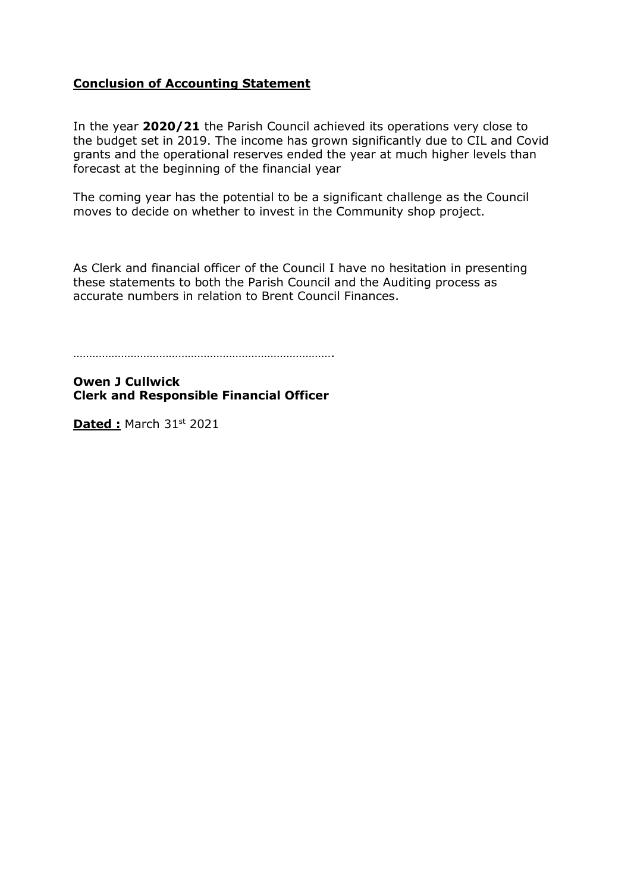**Conclusion of Accounting Statement**

In the year **2020/21** the Parish Council achieved its operations very close to the budget set in 2019. The income has grown significantly due to CIL and Covid grants and the operational reserves ended the year at much higher levels than forecast at the beginning of the financial year

The coming year has the potential to be a significant challenge as the Council moves to decide on whether to invest in the Community shop project.

As Clerk and financial officer of the Council I have no hesitation in presenting these statements to both the Parish Council and the Auditing process as accurate numbers in relation to Brent Council Finances.

……………………………………………………………………….

**Owen J Cullwick**
**Clerk and Responsible Financial Officer**

**Dated :** March 31st 2021